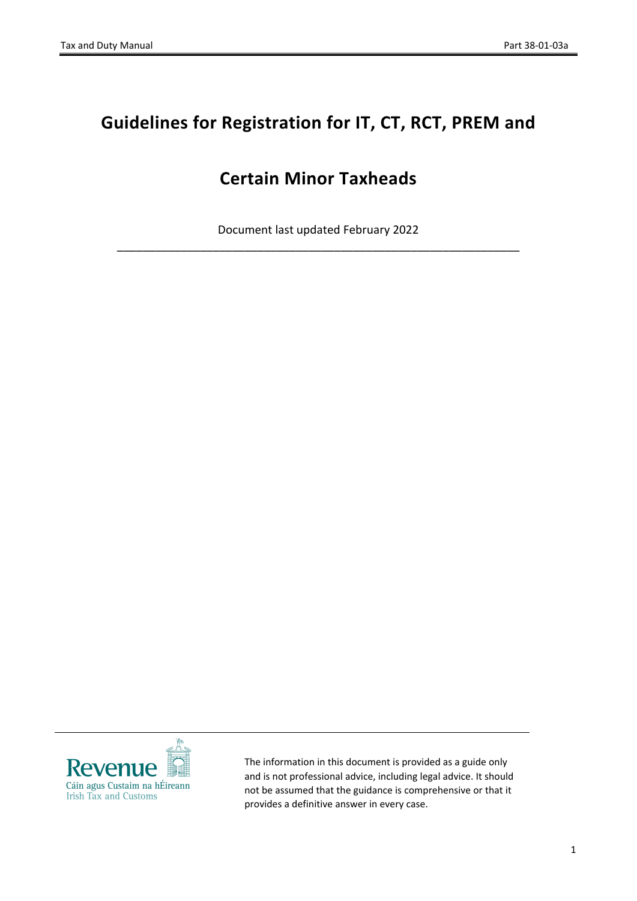# Guidelines for Registration for IT, CT, RCT, PREM and Certain Minor Taxheads

Document last updated February 2022

---

Revenue
Cáin agus Custaim na hÉireann
Irish Tax and Customs

The information in this document is provided as a guide only and is not professional advice, including legal advice. It should not be assumed that the guidance is comprehensive or that it provides a definitive answer in every case.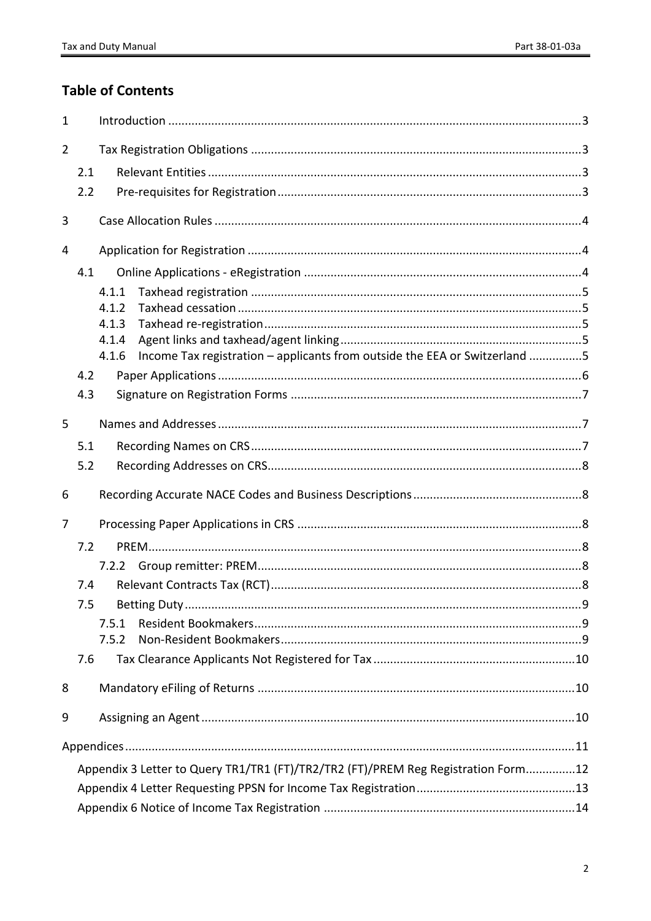# Table of Contents

1 Introduction ... 3

2 Tax Registration Obligations ... 3

- 2.1 Relevant Entities ... 3
- 2.2 Pre-requisites for Registration ... 3

3 Case Allocation Rules ... 4

4 Application for Registration ... 4

- 4.1 Online Applications - eRegistration ... 4
  - 4.1.1 Taxhead registration ... 5
  - 4.1.2 Taxhead cessation ... 5
  - 4.1.3 Taxhead re-registration ... 5
  - 4.1.4 Agent links and taxhead/agent linking ... 5
  - 4.1.6 Income Tax registration – applicants from outside the EEA or Switzerland ... 5
- 4.2 Paper Applications ... 6
- 4.3 Signature on Registration Forms ... 7

5 Names and Addresses ... 7

- 5.1 Recording Names on CRS ... 7
- 5.2 Recording Addresses on CRS ... 8

6 Recording Accurate NACE Codes and Business Descriptions ... 8

7 Processing Paper Applications in CRS ... 8

- 7.2 PREM ... 8
  - 7.2.2 Group remitter: PREM ... 8
- 7.4 Relevant Contracts Tax (RCT) ... 8
- 7.5 Betting Duty ... 9
  - 7.5.1 Resident Bookmakers ... 9
  - 7.5.2 Non-Resident Bookmakers ... 9
- 7.6 Tax Clearance Applicants Not Registered for Tax ... 10

8 Mandatory eFiling of Returns ... 10

9 Assigning an Agent ... 10

Appendices ... 11

- Appendix 3 Letter to Query TR1/TR1 (FT)/TR2/TR2 (FT)/PREM Reg Registration Form ... 12
- Appendix 4 Letter Requesting PPSN for Income Tax Registration ... 13
- Appendix 6 Notice of Income Tax Registration ... 14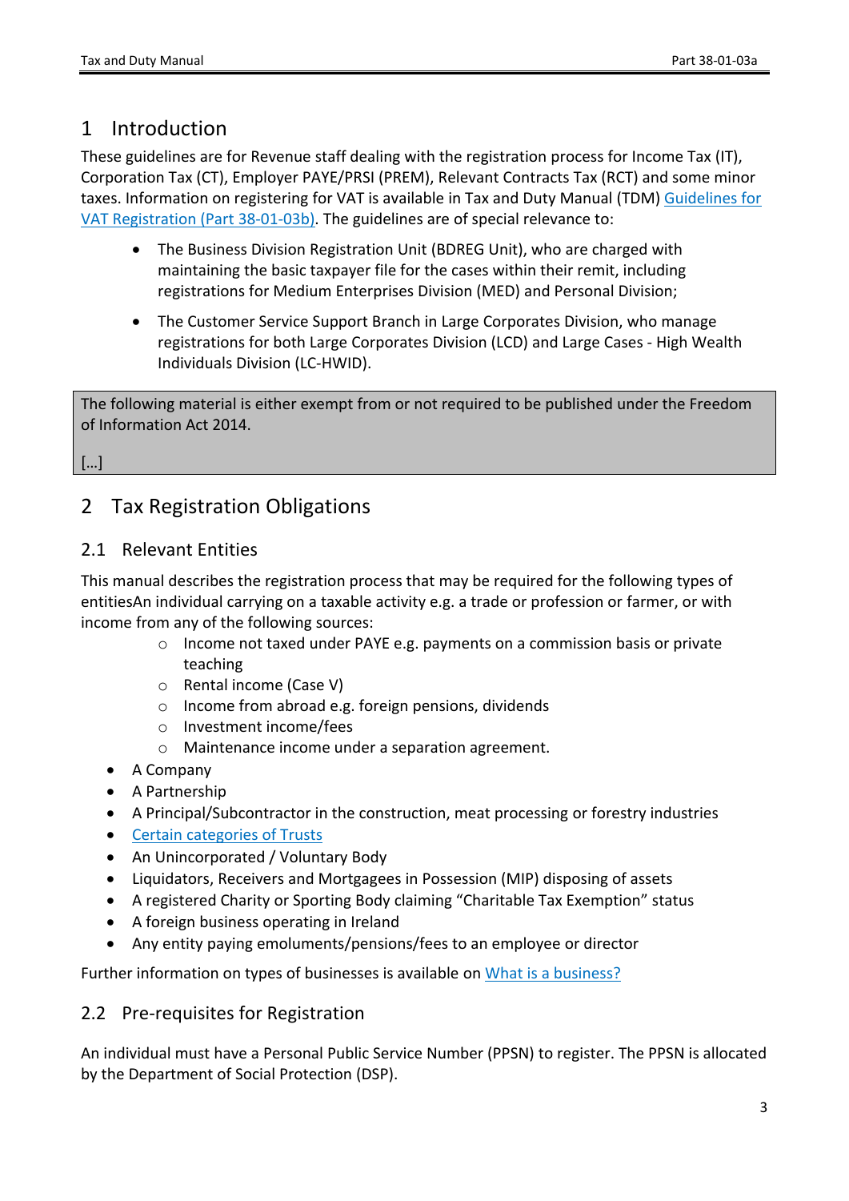# 1 Introduction

These guidelines are for Revenue staff dealing with the registration process for Income Tax (IT), Corporation Tax (CT), Employer PAYE/PRSI (PREM), Relevant Contracts Tax (RCT) and some minor taxes. Information on registering for VAT is available in Tax and Duty Manual (TDM) Guidelines for VAT Registration (Part 38-01-03b). The guidelines are of special relevance to:

- The Business Division Registration Unit (BDREG Unit), who are charged with maintaining the basic taxpayer file for the cases within their remit, including registrations for Medium Enterprises Division (MED) and Personal Division;
- The Customer Service Support Branch in Large Corporates Division, who manage registrations for both Large Corporates Division (LCD) and Large Cases - High Wealth Individuals Division (LC-HWID).

> The following material is either exempt from or not required to be published under the Freedom of Information Act 2014.
>
> […]

# 2 Tax Registration Obligations

## 2.1 Relevant Entities

This manual describes the registration process that may be required for the following types of entitiesAn individual carrying on a taxable activity e.g. a trade or profession or farmer, or with income from any of the following sources:

  - Income not taxed under PAYE e.g. payments on a commission basis or private teaching
  - Rental income (Case V)
  - Income from abroad e.g. foreign pensions, dividends
  - Investment income/fees
  - Maintenance income under a separation agreement.

- A Company
- A Partnership
- A Principal/Subcontractor in the construction, meat processing or forestry industries
- Certain categories of Trusts
- An Unincorporated / Voluntary Body
- Liquidators, Receivers and Mortgagees in Possession (MIP) disposing of assets
- A registered Charity or Sporting Body claiming "Charitable Tax Exemption" status
- A foreign business operating in Ireland
- Any entity paying emoluments/pensions/fees to an employee or director

Further information on types of businesses is available on What is a business?

## 2.2 Pre-requisites for Registration

An individual must have a Personal Public Service Number (PPSN) to register. The PPSN is allocated by the Department of Social Protection (DSP).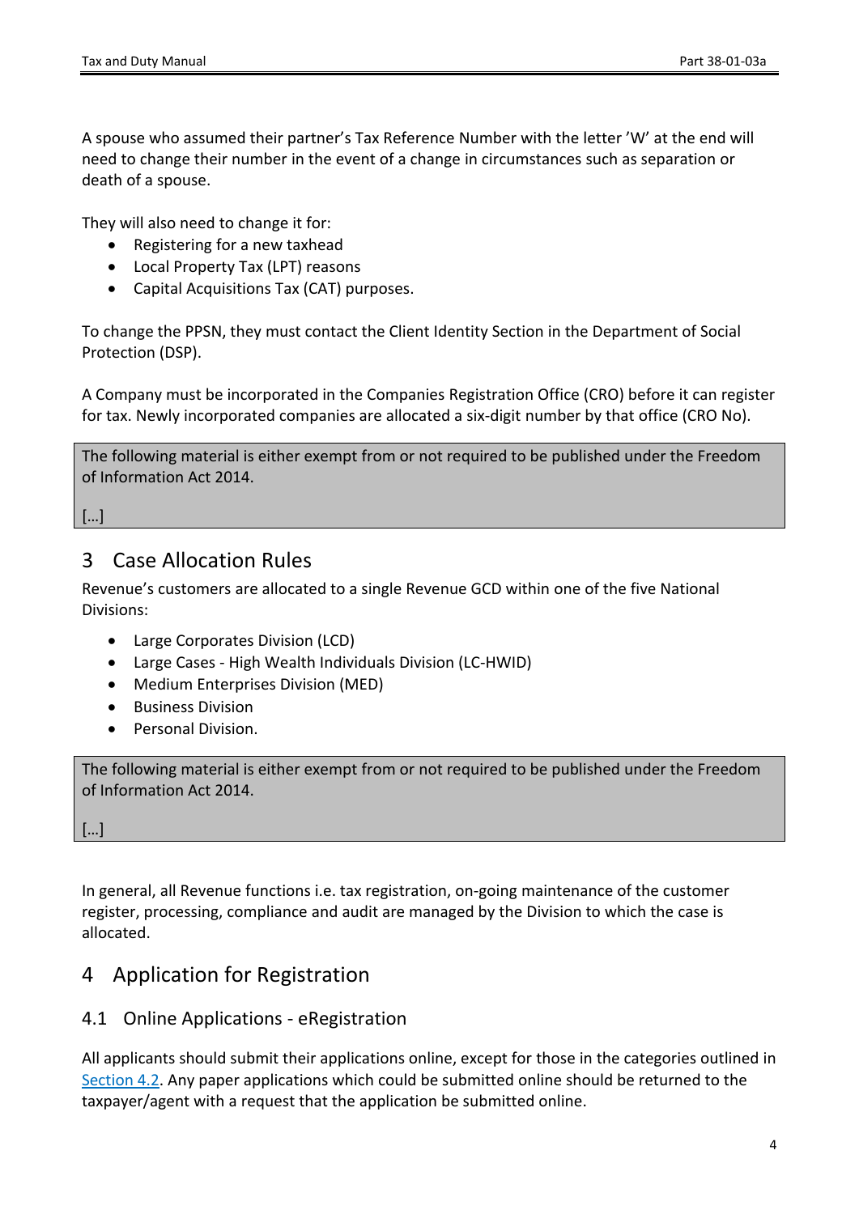A spouse who assumed their partner's Tax Reference Number with the letter 'W' at the end will need to change their number in the event of a change in circumstances such as separation or death of a spouse.

They will also need to change it for:

- Registering for a new taxhead
- Local Property Tax (LPT) reasons
- Capital Acquisitions Tax (CAT) purposes.

To change the PPSN, they must contact the Client Identity Section in the Department of Social Protection (DSP).

A Company must be incorporated in the Companies Registration Office (CRO) before it can register for tax. Newly incorporated companies are allocated a six-digit number by that office (CRO No).

> The following material is either exempt from or not required to be published under the Freedom of Information Act 2014.
>
> […]

# 3 Case Allocation Rules

Revenue's customers are allocated to a single Revenue GCD within one of the five National Divisions:

- Large Corporates Division (LCD)
- Large Cases - High Wealth Individuals Division (LC-HWID)
- Medium Enterprises Division (MED)
- Business Division
- Personal Division.

> The following material is either exempt from or not required to be published under the Freedom of Information Act 2014.
>
> […]

In general, all Revenue functions i.e. tax registration, on-going maintenance of the customer register, processing, compliance and audit are managed by the Division to which the case is allocated.

# 4 Application for Registration

## 4.1 Online Applications - eRegistration

All applicants should submit their applications online, except for those in the categories outlined in Section 4.2. Any paper applications which could be submitted online should be returned to the taxpayer/agent with a request that the application be submitted online.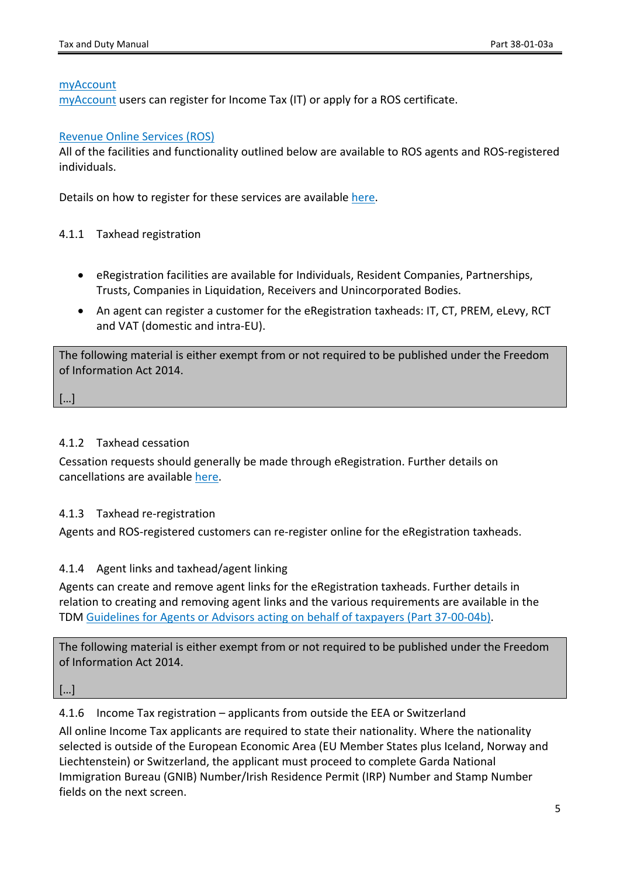myAccount

myAccount users can register for Income Tax (IT) or apply for a ROS certificate.

Revenue Online Services (ROS)

All of the facilities and functionality outlined below are available to ROS agents and ROS-registered individuals.

Details on how to register for these services are available here.

### 4.1.1 Taxhead registration

- eRegistration facilities are available for Individuals, Resident Companies, Partnerships, Trusts, Companies in Liquidation, Receivers and Unincorporated Bodies.
- An agent can register a customer for the eRegistration taxheads: IT, CT, PREM, eLevy, RCT and VAT (domestic and intra-EU).

> The following material is either exempt from or not required to be published under the Freedom of Information Act 2014.
>
> […]

### 4.1.2 Taxhead cessation

Cessation requests should generally be made through eRegistration. Further details on cancellations are available here.

### 4.1.3 Taxhead re-registration

Agents and ROS-registered customers can re-register online for the eRegistration taxheads.

### 4.1.4 Agent links and taxhead/agent linking

Agents can create and remove agent links for the eRegistration taxheads. Further details in relation to creating and removing agent links and the various requirements are available in the TDM Guidelines for Agents or Advisors acting on behalf of taxpayers (Part 37-00-04b).

> The following material is either exempt from or not required to be published under the Freedom of Information Act 2014.
>
> […]

### 4.1.6 Income Tax registration – applicants from outside the EEA or Switzerland

All online Income Tax applicants are required to state their nationality. Where the nationality selected is outside of the European Economic Area (EU Member States plus Iceland, Norway and Liechtenstein) or Switzerland, the applicant must proceed to complete Garda National Immigration Bureau (GNIB) Number/Irish Residence Permit (IRP) Number and Stamp Number fields on the next screen.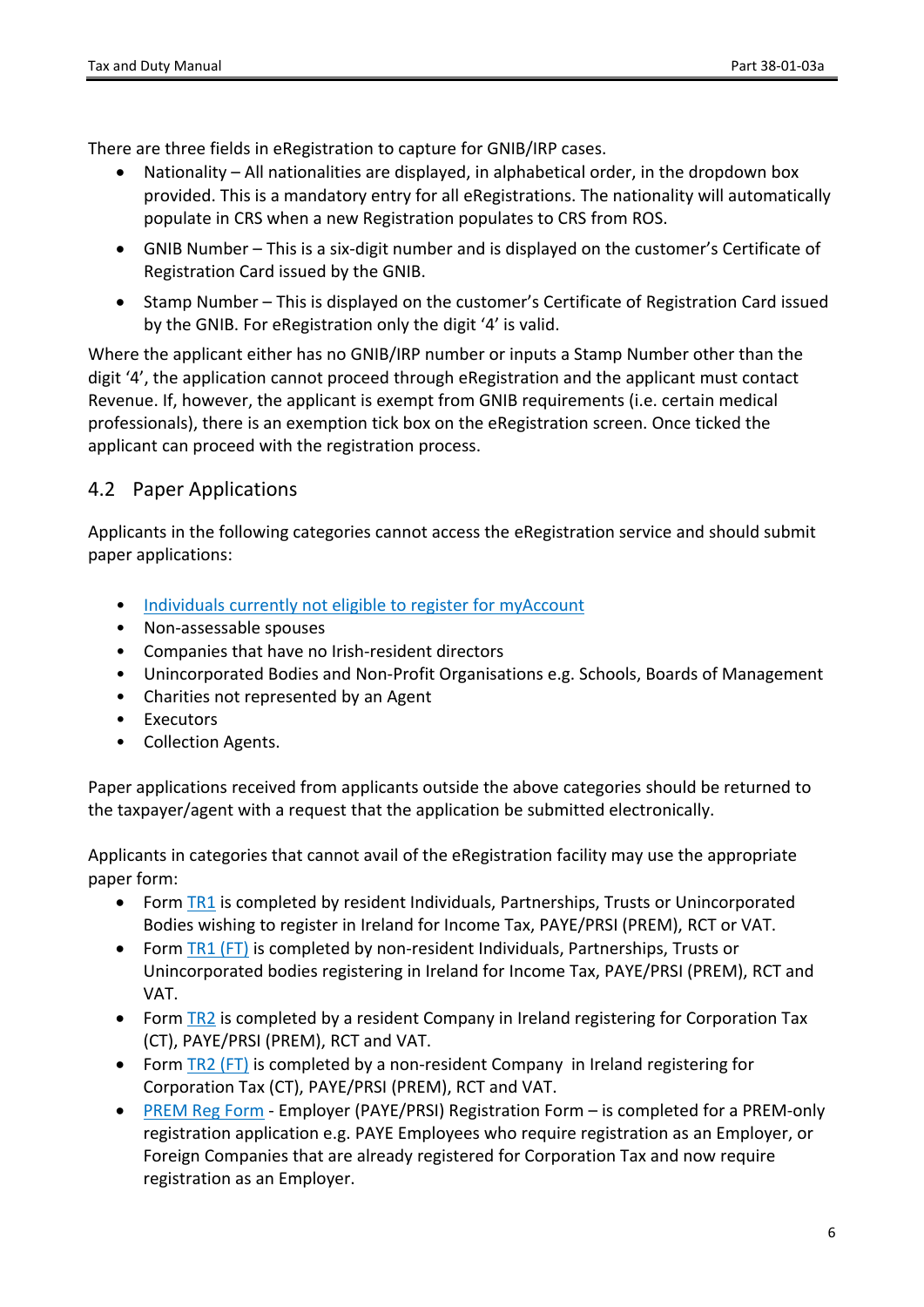There are three fields in eRegistration to capture for GNIB/IRP cases.

- Nationality – All nationalities are displayed, in alphabetical order, in the dropdown box provided. This is a mandatory entry for all eRegistrations. The nationality will automatically populate in CRS when a new Registration populates to CRS from ROS.
- GNIB Number – This is a six-digit number and is displayed on the customer's Certificate of Registration Card issued by the GNIB.
- Stamp Number – This is displayed on the customer's Certificate of Registration Card issued by the GNIB. For eRegistration only the digit '4' is valid.

Where the applicant either has no GNIB/IRP number or inputs a Stamp Number other than the digit '4', the application cannot proceed through eRegistration and the applicant must contact Revenue. If, however, the applicant is exempt from GNIB requirements (i.e. certain medical professionals), there is an exemption tick box on the eRegistration screen. Once ticked the applicant can proceed with the registration process.

## 4.2 Paper Applications

Applicants in the following categories cannot access the eRegistration service and should submit paper applications:

- Individuals currently not eligible to register for myAccount
- Non-assessable spouses
- Companies that have no Irish-resident directors
- Unincorporated Bodies and Non-Profit Organisations e.g. Schools, Boards of Management
- Charities not represented by an Agent
- Executors
- Collection Agents.

Paper applications received from applicants outside the above categories should be returned to the taxpayer/agent with a request that the application be submitted electronically.

Applicants in categories that cannot avail of the eRegistration facility may use the appropriate paper form:

- Form TR1 is completed by resident Individuals, Partnerships, Trusts or Unincorporated Bodies wishing to register in Ireland for Income Tax, PAYE/PRSI (PREM), RCT or VAT.
- Form TR1 (FT) is completed by non-resident Individuals, Partnerships, Trusts or Unincorporated bodies registering in Ireland for Income Tax, PAYE/PRSI (PREM), RCT and VAT.
- Form TR2 is completed by a resident Company in Ireland registering for Corporation Tax (CT), PAYE/PRSI (PREM), RCT and VAT.
- Form TR2 (FT) is completed by a non-resident Company in Ireland registering for Corporation Tax (CT), PAYE/PRSI (PREM), RCT and VAT.
- PREM Reg Form - Employer (PAYE/PRSI) Registration Form – is completed for a PREM-only registration application e.g. PAYE Employees who require registration as an Employer, or Foreign Companies that are already registered for Corporation Tax and now require registration as an Employer.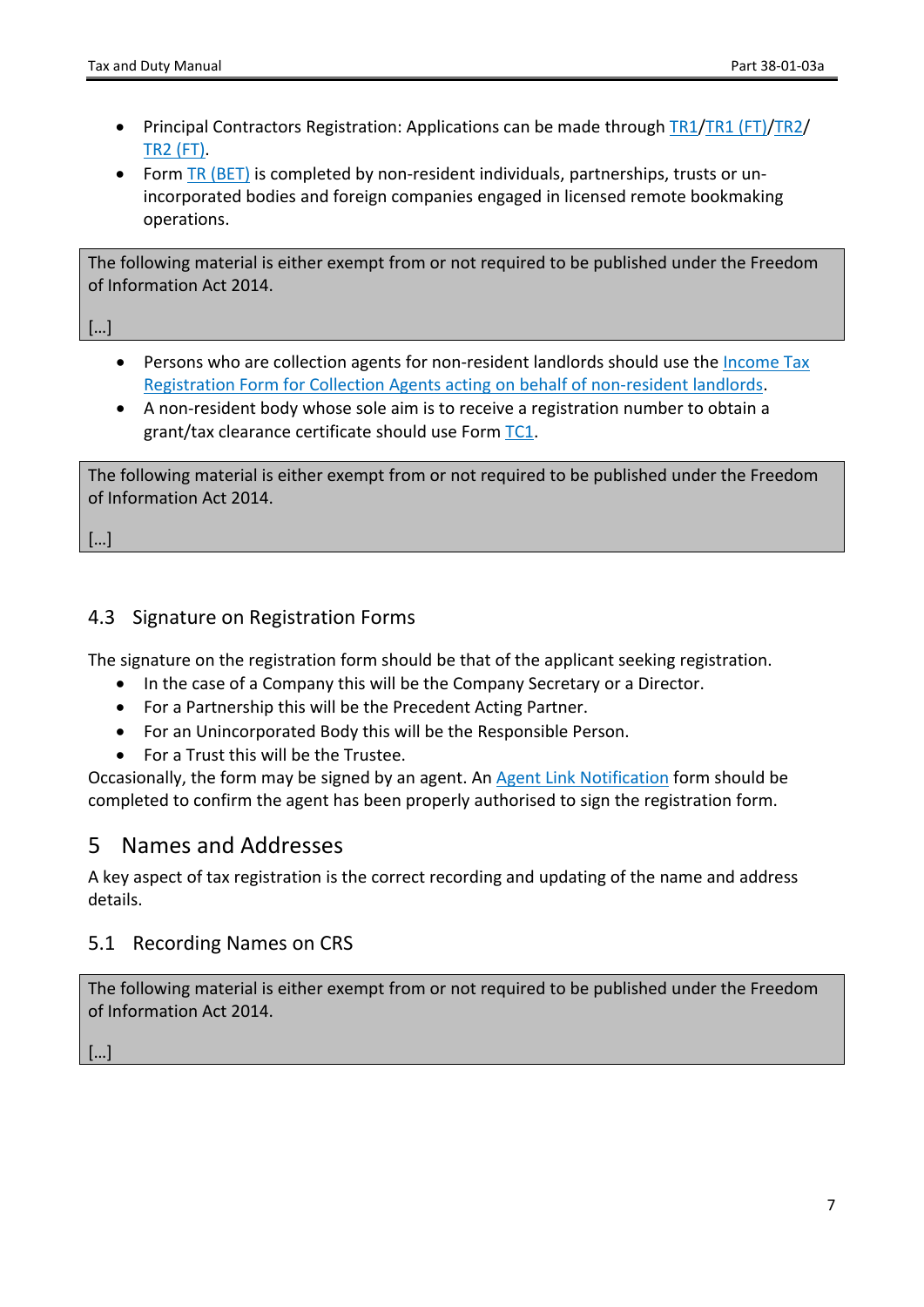- Principal Contractors Registration: Applications can be made through TR1/TR1 (FT)/TR2/ TR2 (FT).
- Form TR (BET) is completed by non-resident individuals, partnerships, trusts or un-incorporated bodies and foreign companies engaged in licensed remote bookmaking operations.

> The following material is either exempt from or not required to be published under the Freedom of Information Act 2014.
>
> […]

- Persons who are collection agents for non-resident landlords should use the Income Tax Registration Form for Collection Agents acting on behalf of non-resident landlords.
- A non-resident body whose sole aim is to receive a registration number to obtain a grant/tax clearance certificate should use Form TC1.

> The following material is either exempt from or not required to be published under the Freedom of Information Act 2014.
>
> […]

### 4.3 Signature on Registration Forms

The signature on the registration form should be that of the applicant seeking registration.

- In the case of a Company this will be the Company Secretary or a Director.
- For a Partnership this will be the Precedent Acting Partner.
- For an Unincorporated Body this will be the Responsible Person.
- For a Trust this will be the Trustee.

Occasionally, the form may be signed by an agent. An Agent Link Notification form should be completed to confirm the agent has been properly authorised to sign the registration form.

## 5 Names and Addresses

A key aspect of tax registration is the correct recording and updating of the name and address details.

### 5.1 Recording Names on CRS

> The following material is either exempt from or not required to be published under the Freedom of Information Act 2014.
>
> […]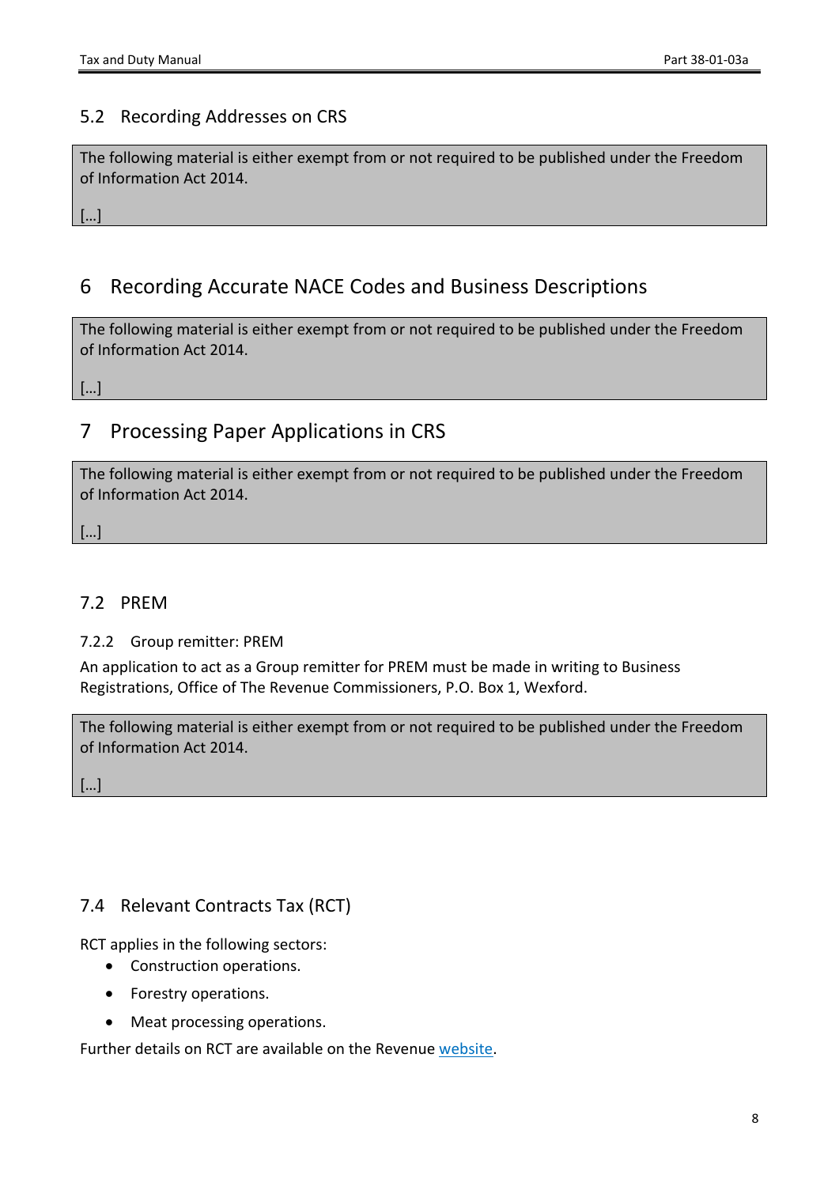## 5.2 Recording Addresses on CRS

The following material is either exempt from or not required to be published under the Freedom of Information Act 2014.

[…]

# 6 Recording Accurate NACE Codes and Business Descriptions

The following material is either exempt from or not required to be published under the Freedom of Information Act 2014.

[…]

# 7 Processing Paper Applications in CRS

The following material is either exempt from or not required to be published under the Freedom of Information Act 2014.

[…]

## 7.2 PREM

### 7.2.2 Group remitter: PREM

An application to act as a Group remitter for PREM must be made in writing to Business Registrations, Office of The Revenue Commissioners, P.O. Box 1, Wexford.

The following material is either exempt from or not required to be published under the Freedom of Information Act 2014.

[…]

## 7.4 Relevant Contracts Tax (RCT)

RCT applies in the following sectors:

- Construction operations.
- Forestry operations.
- Meat processing operations.

Further details on RCT are available on the Revenue website.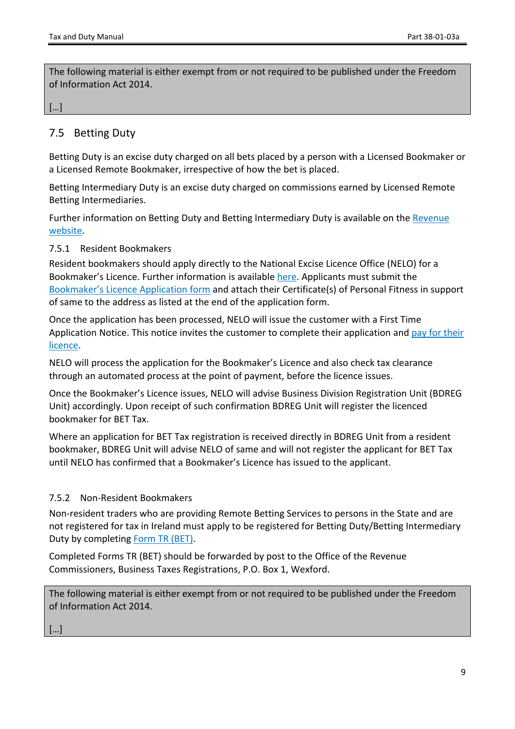> The following material is either exempt from or not required to be published under the Freedom of Information Act 2014.
>
> […]

## 7.5 Betting Duty

Betting Duty is an excise duty charged on all bets placed by a person with a Licensed Bookmaker or a Licensed Remote Bookmaker, irrespective of how the bet is placed.

Betting Intermediary Duty is an excise duty charged on commissions earned by Licensed Remote Betting Intermediaries.

Further information on Betting Duty and Betting Intermediary Duty is available on the Revenue website.

### 7.5.1 Resident Bookmakers

Resident bookmakers should apply directly to the National Excise Licence Office (NELO) for a Bookmaker's Licence. Further information is available here. Applicants must submit the Bookmaker's Licence Application form and attach their Certificate(s) of Personal Fitness in support of same to the address as listed at the end of the application form.

Once the application has been processed, NELO will issue the customer with a First Time Application Notice. This notice invites the customer to complete their application and pay for their licence.

NELO will process the application for the Bookmaker's Licence and also check tax clearance through an automated process at the point of payment, before the licence issues.

Once the Bookmaker's Licence issues, NELO will advise Business Division Registration Unit (BDREG Unit) accordingly. Upon receipt of such confirmation BDREG Unit will register the licenced bookmaker for BET Tax.

Where an application for BET Tax registration is received directly in BDREG Unit from a resident bookmaker, BDREG Unit will advise NELO of same and will not register the applicant for BET Tax until NELO has confirmed that a Bookmaker's Licence has issued to the applicant.

### 7.5.2 Non-Resident Bookmakers

Non-resident traders who are providing Remote Betting Services to persons in the State and are not registered for tax in Ireland must apply to be registered for Betting Duty/Betting Intermediary Duty by completing Form TR (BET).

Completed Forms TR (BET) should be forwarded by post to the Office of the Revenue Commissioners, Business Taxes Registrations, P.O. Box 1, Wexford.

> The following material is either exempt from or not required to be published under the Freedom of Information Act 2014.
>
> […]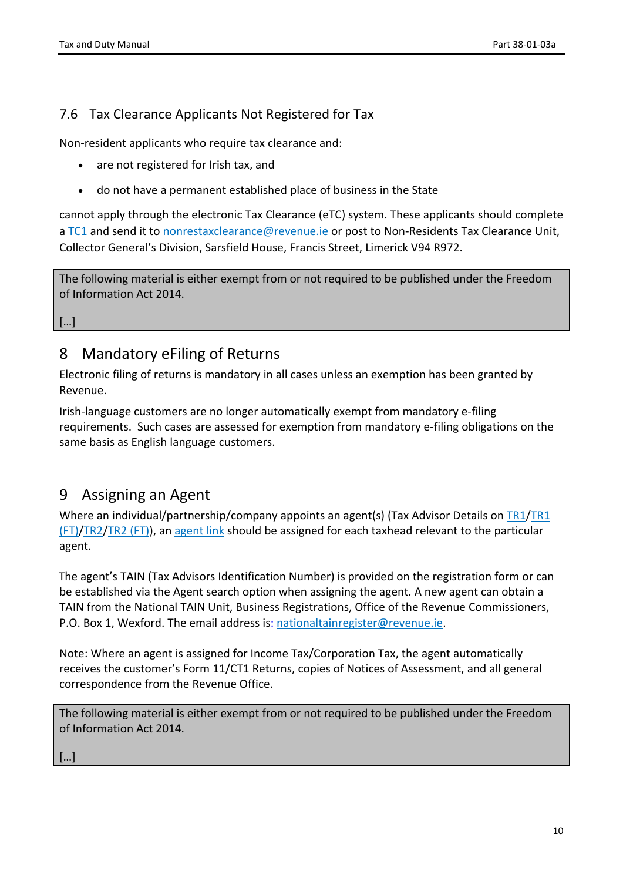### 7.6 Tax Clearance Applicants Not Registered for Tax

Non-resident applicants who require tax clearance and:

- are not registered for Irish tax, and
- do not have a permanent established place of business in the State

cannot apply through the electronic Tax Clearance (eTC) system. These applicants should complete a TC1 and send it to nonrestaxclearance@revenue.ie or post to Non-Residents Tax Clearance Unit, Collector General's Division, Sarsfield House, Francis Street, Limerick V94 R972.

> The following material is either exempt from or not required to be published under the Freedom of Information Act 2014.
>
> […]

## 8 Mandatory eFiling of Returns

Electronic filing of returns is mandatory in all cases unless an exemption has been granted by Revenue.

Irish-language customers are no longer automatically exempt from mandatory e-filing requirements. Such cases are assessed for exemption from mandatory e-filing obligations on the same basis as English language customers.

## 9 Assigning an Agent

Where an individual/partnership/company appoints an agent(s) (Tax Advisor Details on TR1/TR1 (FT)/TR2/TR2 (FT)), an agent link should be assigned for each taxhead relevant to the particular agent.

The agent's TAIN (Tax Advisors Identification Number) is provided on the registration form or can be established via the Agent search option when assigning the agent. A new agent can obtain a TAIN from the National TAIN Unit, Business Registrations, Office of the Revenue Commissioners, P.O. Box 1, Wexford. The email address is: nationaltainregister@revenue.ie.

Note: Where an agent is assigned for Income Tax/Corporation Tax, the agent automatically receives the customer's Form 11/CT1 Returns, copies of Notices of Assessment, and all general correspondence from the Revenue Office.

> The following material is either exempt from or not required to be published under the Freedom of Information Act 2014.
>
> […]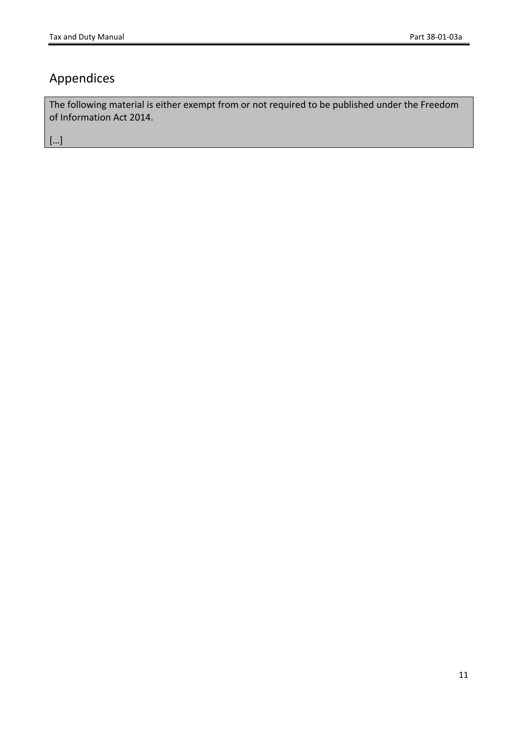# Appendices

> The following material is either exempt from or not required to be published under the Freedom of Information Act 2014.
>
> […]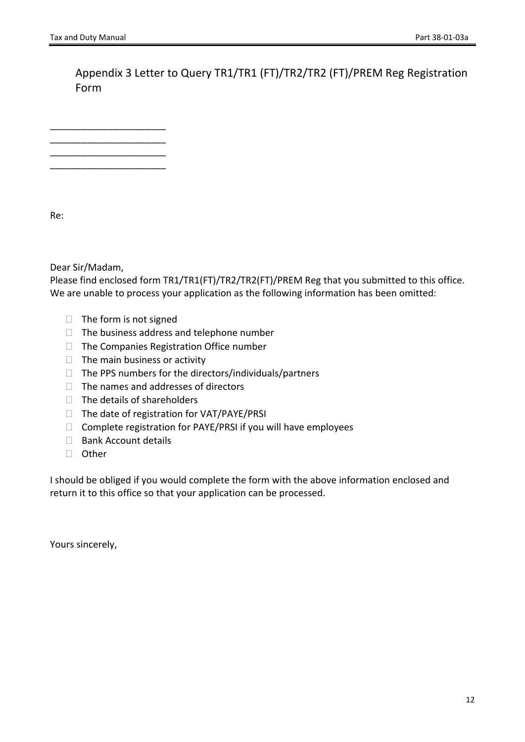## Appendix 3 Letter to Query TR1/TR1 (FT)/TR2/TR2 (FT)/PREM Reg Registration Form

______________________
______________________
______________________
______________________

Re:

Dear Sir/Madam,

Please find enclosed form TR1/TR1(FT)/TR2/TR2(FT)/PREM Reg that you submitted to this office. We are unable to process your application as the following information has been omitted:

- ☐ The form is not signed
- ☐ The business address and telephone number
- ☐ The Companies Registration Office number
- ☐ The main business or activity
- ☐ The PPS numbers for the directors/individuals/partners
- ☐ The names and addresses of directors
- ☐ The details of shareholders
- ☐ The date of registration for VAT/PAYE/PRSI
- ☐ Complete registration for PAYE/PRSI if you will have employees
- ☐ Bank Account details
- ☐ Other

I should be obliged if you would complete the form with the above information enclosed and return it to this office so that your application can be processed.

Yours sincerely,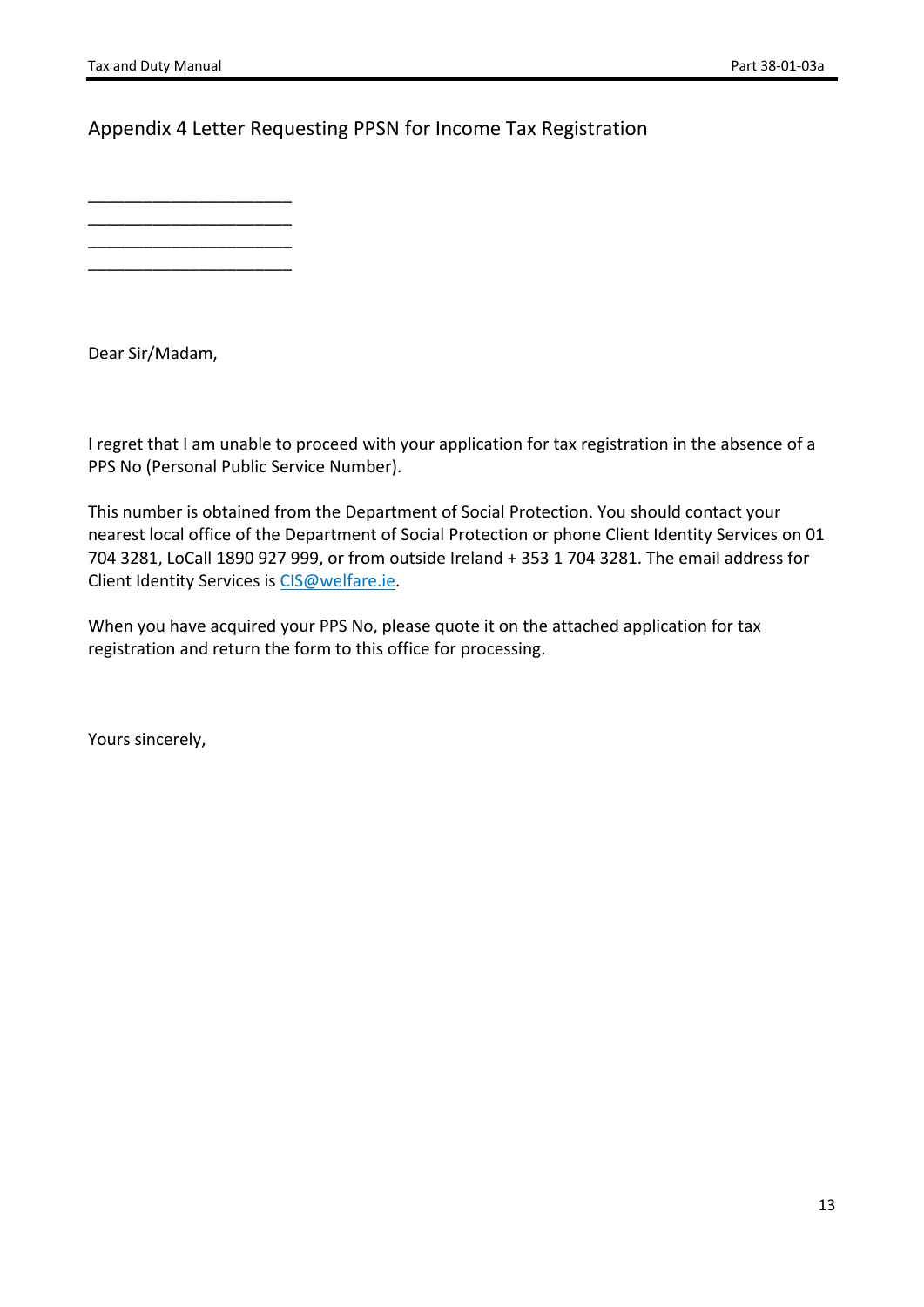# Appendix 4 Letter Requesting PPSN for Income Tax Registration

______________________
______________________
______________________
______________________

Dear Sir/Madam,

I regret that I am unable to proceed with your application for tax registration in the absence of a PPS No (Personal Public Service Number).

This number is obtained from the Department of Social Protection. You should contact your nearest local office of the Department of Social Protection or phone Client Identity Services on 01 704 3281, LoCall 1890 927 999, or from outside Ireland + 353 1 704 3281. The email address for Client Identity Services is CIS@welfare.ie.

When you have acquired your PPS No, please quote it on the attached application for tax registration and return the form to this office for processing.

Yours sincerely,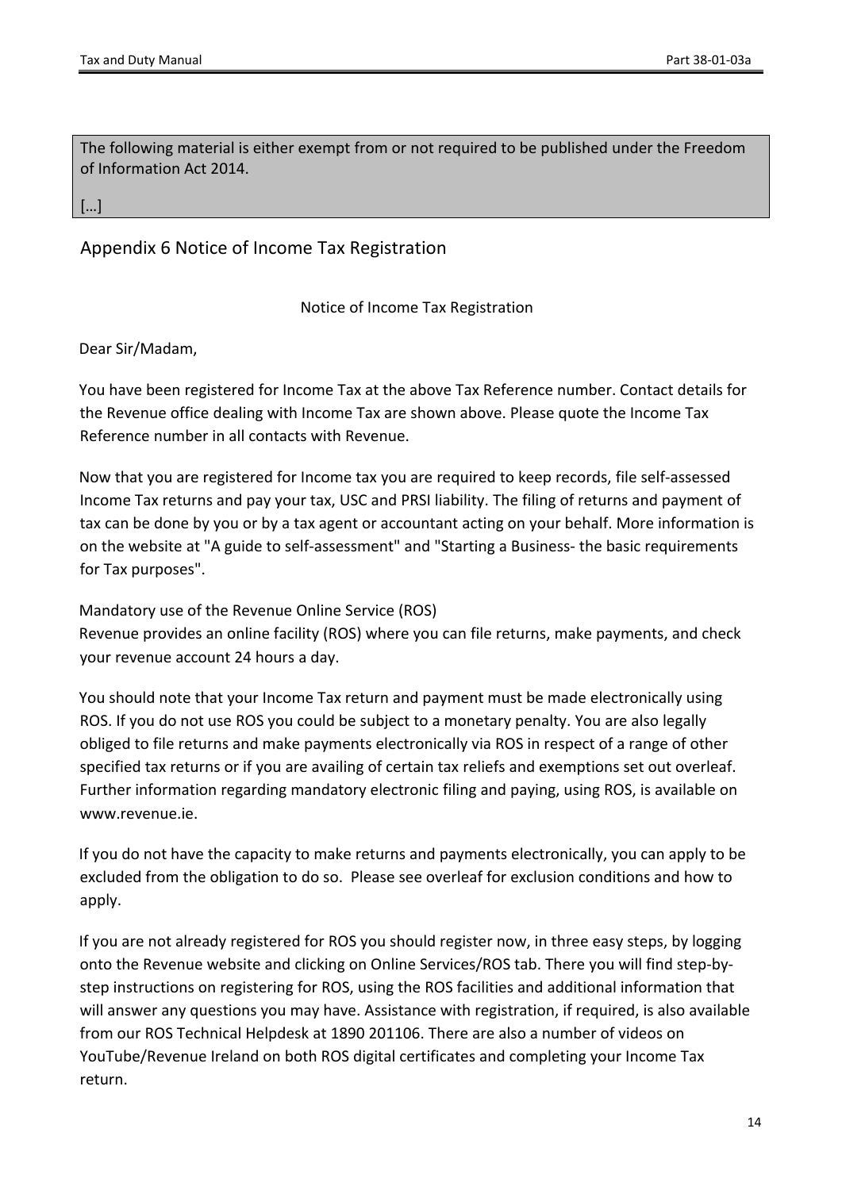The following material is either exempt from or not required to be published under the Freedom of Information Act 2014.

[…]

## Appendix 6 Notice of Income Tax Registration

Notice of Income Tax Registration

Dear Sir/Madam,

You have been registered for Income Tax at the above Tax Reference number. Contact details for the Revenue office dealing with Income Tax are shown above. Please quote the Income Tax Reference number in all contacts with Revenue.

Now that you are registered for Income tax you are required to keep records, file self-assessed Income Tax returns and pay your tax, USC and PRSI liability. The filing of returns and payment of tax can be done by you or by a tax agent or accountant acting on your behalf. More information is on the website at "A guide to self-assessment" and "Starting a Business- the basic requirements for Tax purposes".

Mandatory use of the Revenue Online Service (ROS)
Revenue provides an online facility (ROS) where you can file returns, make payments, and check your revenue account 24 hours a day.

You should note that your Income Tax return and payment must be made electronically using ROS. If you do not use ROS you could be subject to a monetary penalty. You are also legally obliged to file returns and make payments electronically via ROS in respect of a range of other specified tax returns or if you are availing of certain tax reliefs and exemptions set out overleaf. Further information regarding mandatory electronic filing and paying, using ROS, is available on www.revenue.ie.

If you do not have the capacity to make returns and payments electronically, you can apply to be excluded from the obligation to do so. Please see overleaf for exclusion conditions and how to apply.

If you are not already registered for ROS you should register now, in three easy steps, by logging onto the Revenue website and clicking on Online Services/ROS tab. There you will find step-by-step instructions on registering for ROS, using the ROS facilities and additional information that will answer any questions you may have. Assistance with registration, if required, is also available from our ROS Technical Helpdesk at 1890 201106. There are also a number of videos on YouTube/Revenue Ireland on both ROS digital certificates and completing your Income Tax return.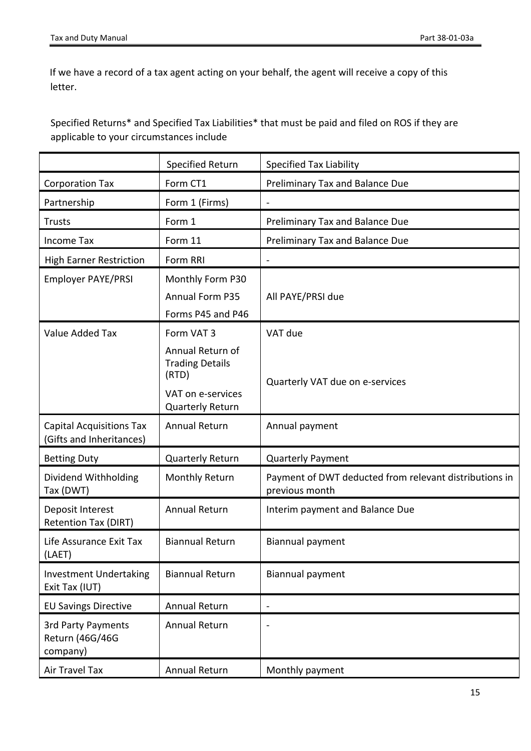If we have a record of a tax agent acting on your behalf, the agent will receive a copy of this letter.

Specified Returns* and Specified Tax Liabilities* that must be paid and filed on ROS if they are applicable to your circumstances include

| | Specified Return | Specified Tax Liability |
|---|---|---|
| Corporation Tax | Form CT1 | Preliminary Tax and Balance Due |
| Partnership | Form 1 (Firms) | - |
| Trusts | Form 1 | Preliminary Tax and Balance Due |
| Income Tax | Form 11 | Preliminary Tax and Balance Due |
| High Earner Restriction | Form RRI | - |
| Employer PAYE/PRSI | Monthly Form P30<br>Annual Form P35<br>Forms P45 and P46 | All PAYE/PRSI due |
| Value Added Tax | Form VAT 3<br>Annual Return of Trading Details (RTD)<br>VAT on e-services Quarterly Return | VAT due<br><br>Quarterly VAT due on e-services |
| Capital Acquisitions Tax (Gifts and Inheritances) | Annual Return | Annual payment |
| Betting Duty | Quarterly Return | Quarterly Payment |
| Dividend Withholding Tax (DWT) | Monthly Return | Payment of DWT deducted from relevant distributions in previous month |
| Deposit Interest Retention Tax (DIRT) | Annual Return | Interim payment and Balance Due |
| Life Assurance Exit Tax (LAET) | Biannual Return | Biannual payment |
| Investment Undertaking Exit Tax (IUT) | Biannual Return | Biannual payment |
| EU Savings Directive | Annual Return | - |
| 3rd Party Payments Return (46G/46G company) | Annual Return | - |
| Air Travel Tax | Annual Return | Monthly payment |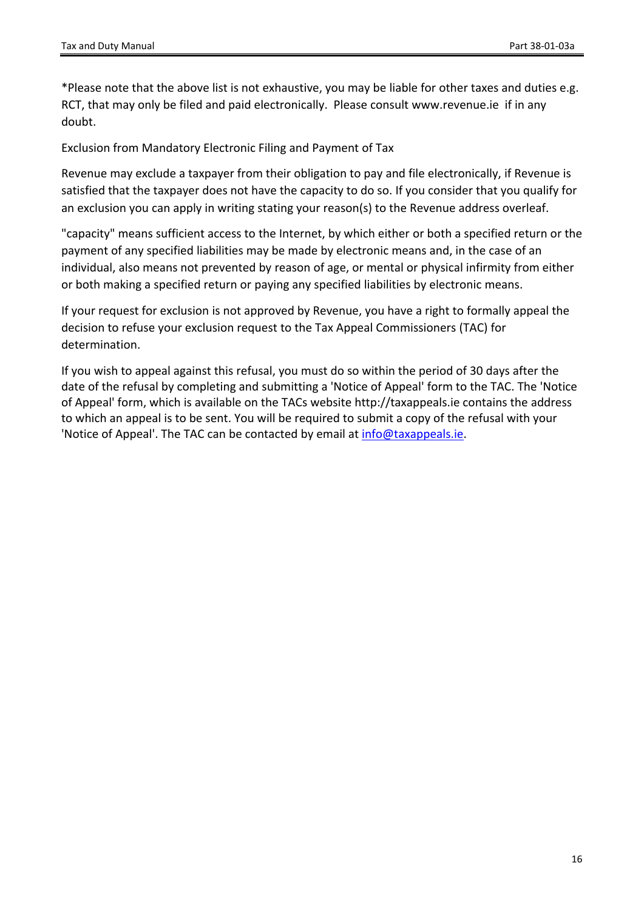*Please note that the above list is not exhaustive, you may be liable for other taxes and duties e.g. RCT, that may only be filed and paid electronically. Please consult www.revenue.ie if in any doubt.

Exclusion from Mandatory Electronic Filing and Payment of Tax

Revenue may exclude a taxpayer from their obligation to pay and file electronically, if Revenue is satisfied that the taxpayer does not have the capacity to do so. If you consider that you qualify for an exclusion you can apply in writing stating your reason(s) to the Revenue address overleaf.

"capacity" means sufficient access to the Internet, by which either or both a specified return or the payment of any specified liabilities may be made by electronic means and, in the case of an individual, also means not prevented by reason of age, or mental or physical infirmity from either or both making a specified return or paying any specified liabilities by electronic means.

If your request for exclusion is not approved by Revenue, you have a right to formally appeal the decision to refuse your exclusion request to the Tax Appeal Commissioners (TAC) for determination.

If you wish to appeal against this refusal, you must do so within the period of 30 days after the date of the refusal by completing and submitting a 'Notice of Appeal' form to the TAC. The 'Notice of Appeal' form, which is available on the TACs website http://taxappeals.ie contains the address to which an appeal is to be sent. You will be required to submit a copy of the refusal with your 'Notice of Appeal'. The TAC can be contacted by email at info@taxappeals.ie.